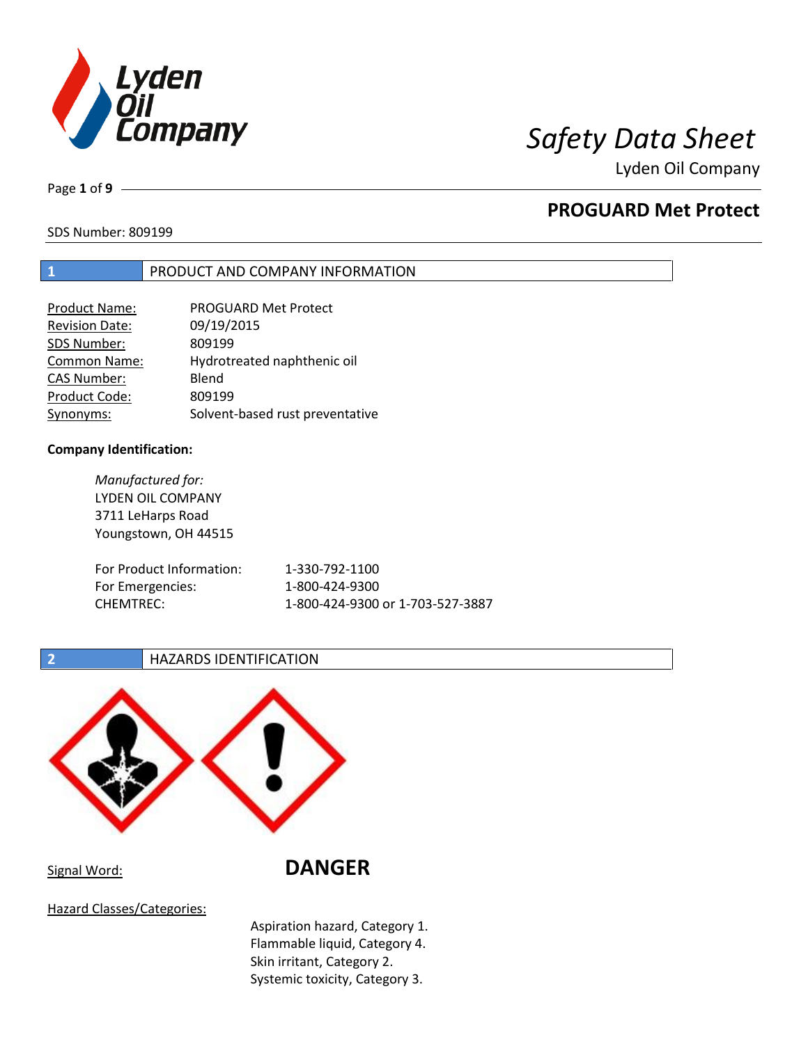# Safety Data Sheet

Lyden Oil Company

## PROGUARD Met Protect

SDS Number: 809199

## 1 PRODUCT AND COMPANY INFORMATION

| | |
|---|---|
| Product Name: | PROGUARD Met Protect |
| Revision Date: | 09/19/2015 |
| SDS Number: | 809199 |
| Common Name: | Hydrotreated naphthenic oil |
| CAS Number: | Blend |
| Product Code: | 809199 |
| Synonyms: | Solvent-based rust preventative |

**Company Identification:**

*Manufactured for:*
LYDEN OIL COMPANY
3711 LeHarps Road
Youngstown, OH 44515

| | |
|---|---|
| For Product Information: | 1-330-792-1100 |
| For Emergencies: | 1-800-424-9300 |
| CHEMTREC: | 1-800-424-9300 or 1-703-527-3887 |

## 2 HAZARDS IDENTIFICATION

Signal Word: **DANGER**

Hazard Classes/Categories:

Aspiration hazard, Category 1.
Flammable liquid, Category 4.
Skin irritant, Category 2.
Systemic toxicity, Category 3.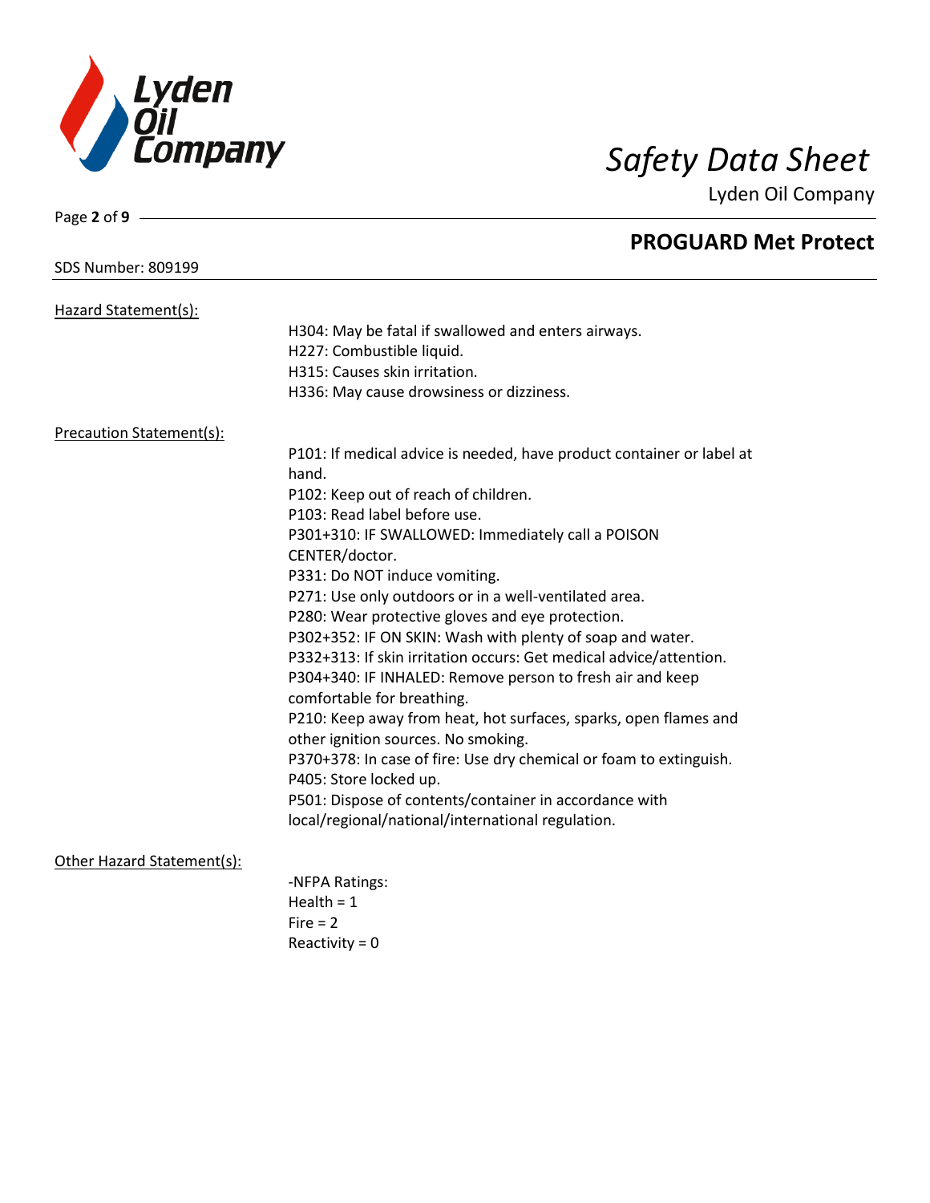## PROGUARD Met Protect

SDS Number: 809199

Hazard Statement(s):

H304: May be fatal if swallowed and enters airways.
H227: Combustible liquid.
H315: Causes skin irritation.
H336: May cause drowsiness or dizziness.

Precaution Statement(s):

P101: If medical advice is needed, have product container or label at hand.
P102: Keep out of reach of children.
P103: Read label before use.
P301+310: IF SWALLOWED: Immediately call a POISON CENTER/doctor.
P331: Do NOT induce vomiting.
P271: Use only outdoors or in a well-ventilated area.
P280: Wear protective gloves and eye protection.
P302+352: IF ON SKIN: Wash with plenty of soap and water.
P332+313: If skin irritation occurs: Get medical advice/attention.
P304+340: IF INHALED: Remove person to fresh air and keep comfortable for breathing.
P210: Keep away from heat, hot surfaces, sparks, open flames and other ignition sources. No smoking.
P370+378: In case of fire: Use dry chemical or foam to extinguish.
P405: Store locked up.
P501: Dispose of contents/container in accordance with local/regional/national/international regulation.

Other Hazard Statement(s):

-NFPA Ratings:
Health = 1
Fire = 2
Reactivity = 0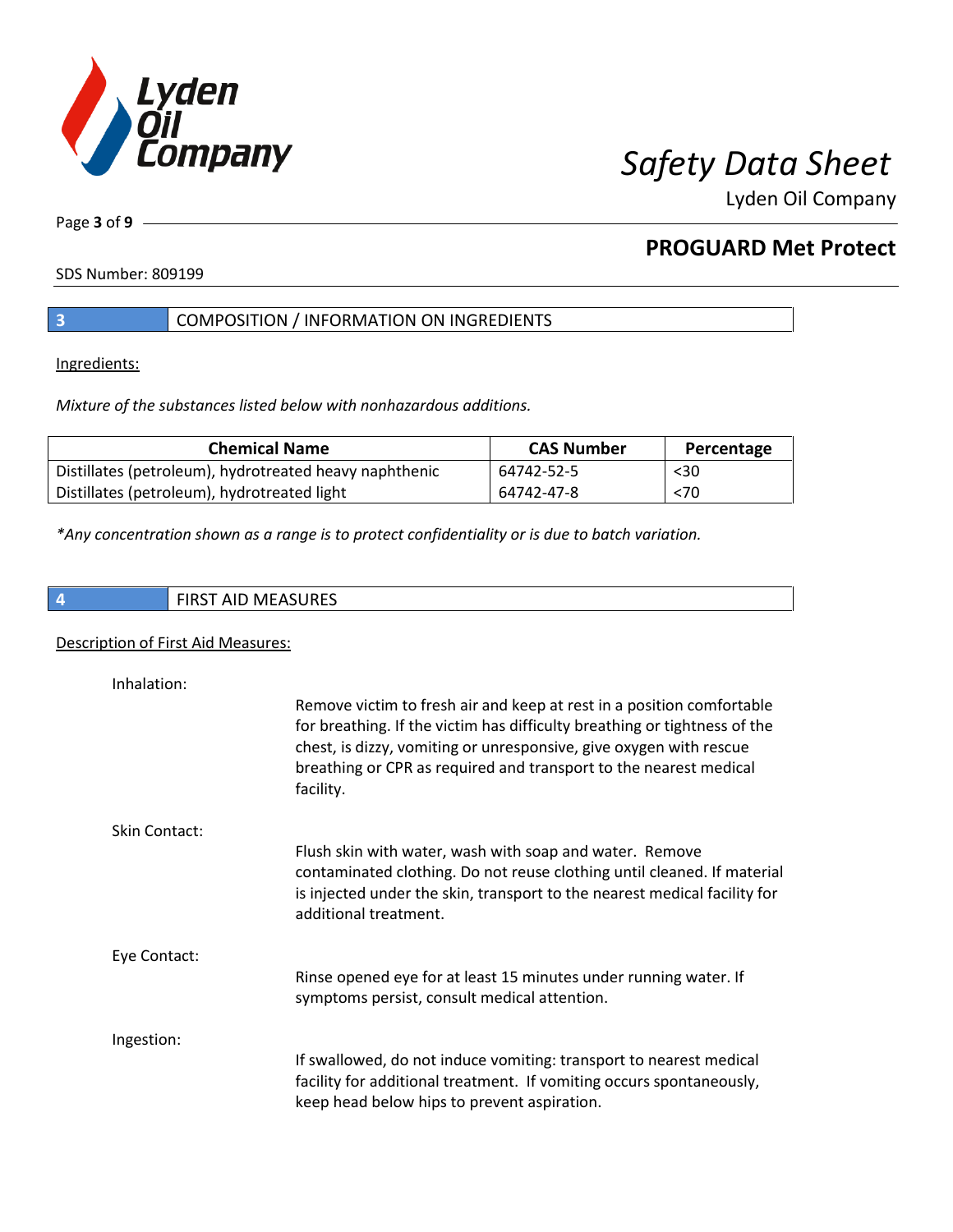## 3 COMPOSITION / INFORMATION ON INGREDIENTS

Ingredients:

*Mixture of the substances listed below with nonhazardous additions.*

| Chemical Name | CAS Number | Percentage |
|---|---|---|
| Distillates (petroleum), hydrotreated heavy naphthenic | 64742-52-5 | <30 |
| Distillates (petroleum), hydrotreated light | 64742-47-8 | <70 |

*\*Any concentration shown as a range is to protect confidentiality or is due to batch variation.*

## 4 FIRST AID MEASURES

Description of First Aid Measures:

**Inhalation:**

Remove victim to fresh air and keep at rest in a position comfortable for breathing. If the victim has difficulty breathing or tightness of the chest, is dizzy, vomiting or unresponsive, give oxygen with rescue breathing or CPR as required and transport to the nearest medical facility.

**Skin Contact:**

Flush skin with water, wash with soap and water. Remove contaminated clothing. Do not reuse clothing until cleaned. If material is injected under the skin, transport to the nearest medical facility for additional treatment.

**Eye Contact:**

Rinse opened eye for at least 15 minutes under running water. If symptoms persist, consult medical attention.

**Ingestion:**

If swallowed, do not induce vomiting: transport to nearest medical facility for additional treatment. If vomiting occurs spontaneously, keep head below hips to prevent aspiration.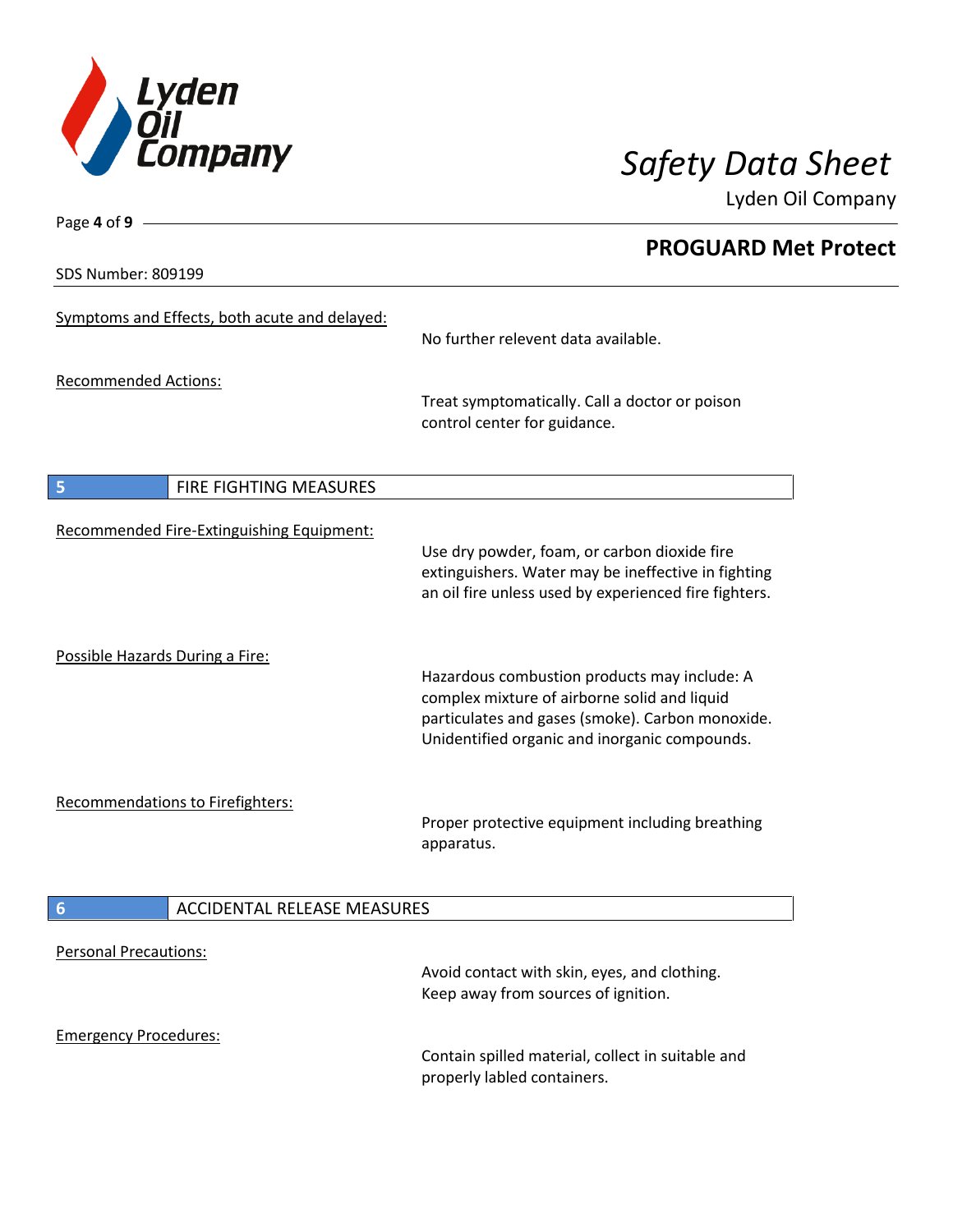Symptoms and Effects, both acute and delayed:

No further relevent data available.

Recommended Actions:

Treat symptomatically. Call a doctor or poison control center for guidance.

## 5 FIRE FIGHTING MEASURES

Recommended Fire-Extinguishing Equipment:

Use dry powder, foam, or carbon dioxide fire extinguishers. Water may be ineffective in fighting an oil fire unless used by experienced fire fighters.

Possible Hazards During a Fire:

Hazardous combustion products may include: A complex mixture of airborne solid and liquid particulates and gases (smoke). Carbon monoxide. Unidentified organic and inorganic compounds.

Recommendations to Firefighters:

Proper protective equipment including breathing apparatus.

## 6 ACCIDENTAL RELEASE MEASURES

Personal Precautions:

Avoid contact with skin, eyes, and clothing. Keep away from sources of ignition.

Emergency Procedures:

Contain spilled material, collect in suitable and properly labled containers.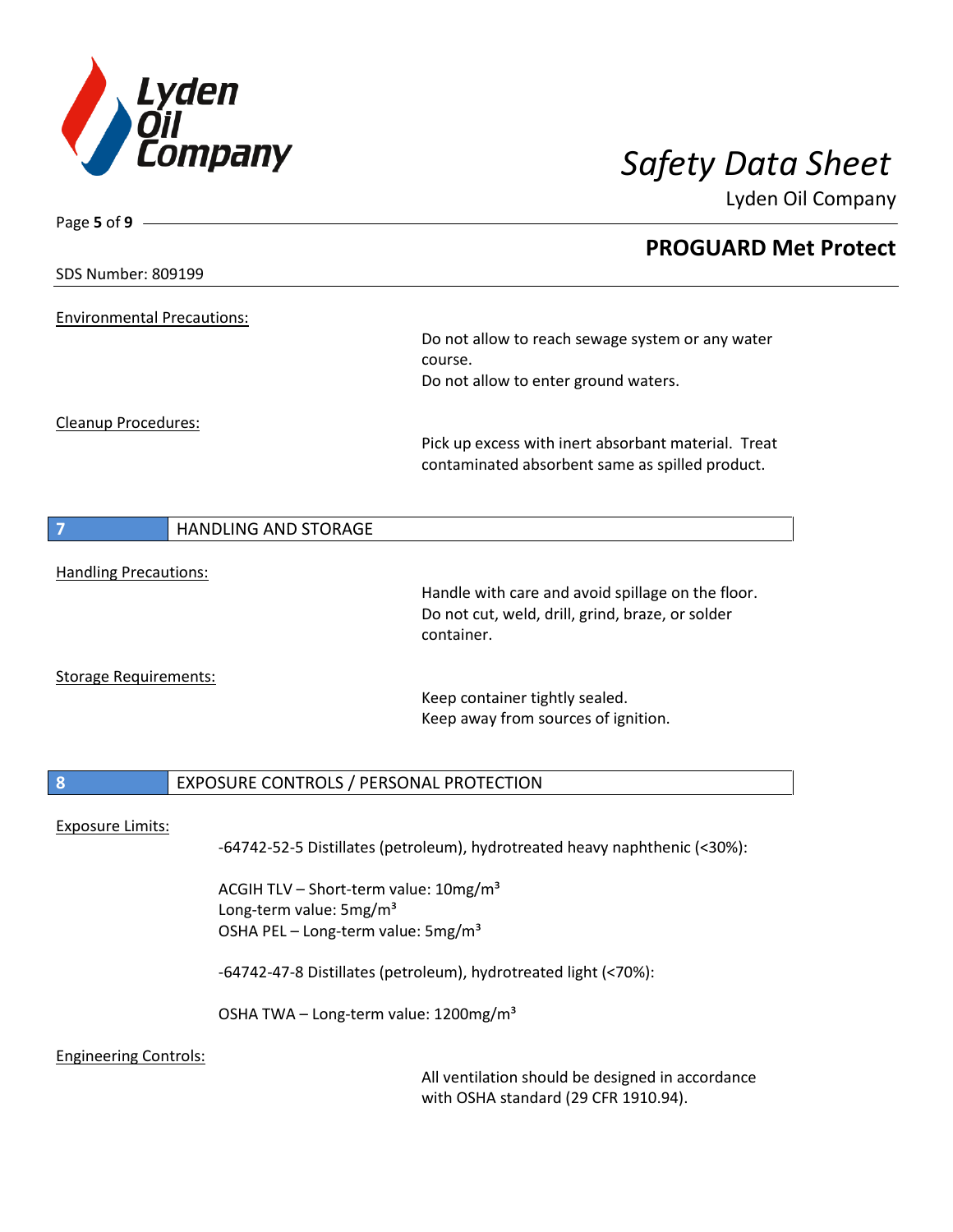Environmental Precautions:

Do not allow to reach sewage system or any water course.
Do not allow to enter ground waters.

Cleanup Procedures:

Pick up excess with inert absorbant material. Treat contaminated absorbent same as spilled product.

## 7 HANDLING AND STORAGE

Handling Precautions:

Handle with care and avoid spillage on the floor.
Do not cut, weld, drill, grind, braze, or solder container.

Storage Requirements:

Keep container tightly sealed.
Keep away from sources of ignition.

## 8 EXPOSURE CONTROLS / PERSONAL PROTECTION

Exposure Limits:

-64742-52-5 Distillates (petroleum), hydrotreated heavy naphthenic (<30%):

ACGIH TLV – Short-term value: 10mg/m³
Long-term value: 5mg/m³
OSHA PEL – Long-term value: 5mg/m³

-64742-47-8 Distillates (petroleum), hydrotreated light (<70%):

OSHA TWA – Long-term value: 1200mg/m³

Engineering Controls:

All ventilation should be designed in accordance with OSHA standard (29 CFR 1910.94).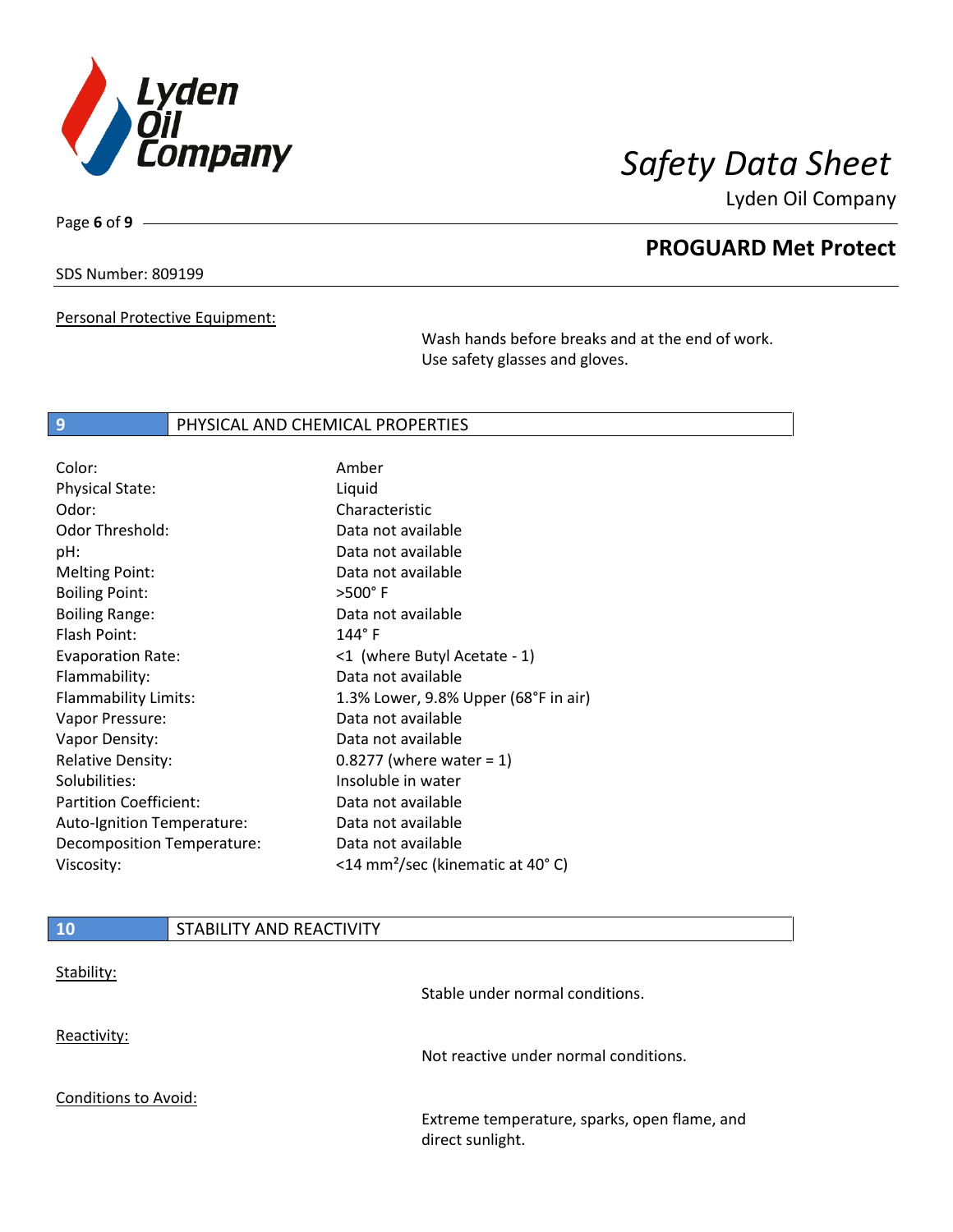SDS Number: 809199

Personal Protective Equipment:

Wash hands before breaks and at the end of work.
Use safety glasses and gloves.

## 9 PHYSICAL AND CHEMICAL PROPERTIES

| | |
|---|---|
| Color: | Amber |
| Physical State: | Liquid |
| Odor: | Characteristic |
| Odor Threshold: | Data not available |
| pH: | Data not available |
| Melting Point: | Data not available |
| Boiling Point: | >500° F |
| Boiling Range: | Data not available |
| Flash Point: | 144° F |
| Evaporation Rate: | <1 (where Butyl Acetate - 1) |
| Flammability: | Data not available |
| Flammability Limits: | 1.3% Lower, 9.8% Upper (68°F in air) |
| Vapor Pressure: | Data not available |
| Vapor Density: | Data not available |
| Relative Density: | 0.8277 (where water = 1) |
| Solubilities: | Insoluble in water |
| Partition Coefficient: | Data not available |
| Auto-Ignition Temperature: | Data not available |
| Decomposition Temperature: | Data not available |
| Viscosity: | <14 $mm^2$/sec (kinematic at 40° C) |

## 10 STABILITY AND REACTIVITY

Stability:

Stable under normal conditions.

Reactivity:

Not reactive under normal conditions.

Conditions to Avoid:

Extreme temperature, sparks, open flame, and direct sunlight.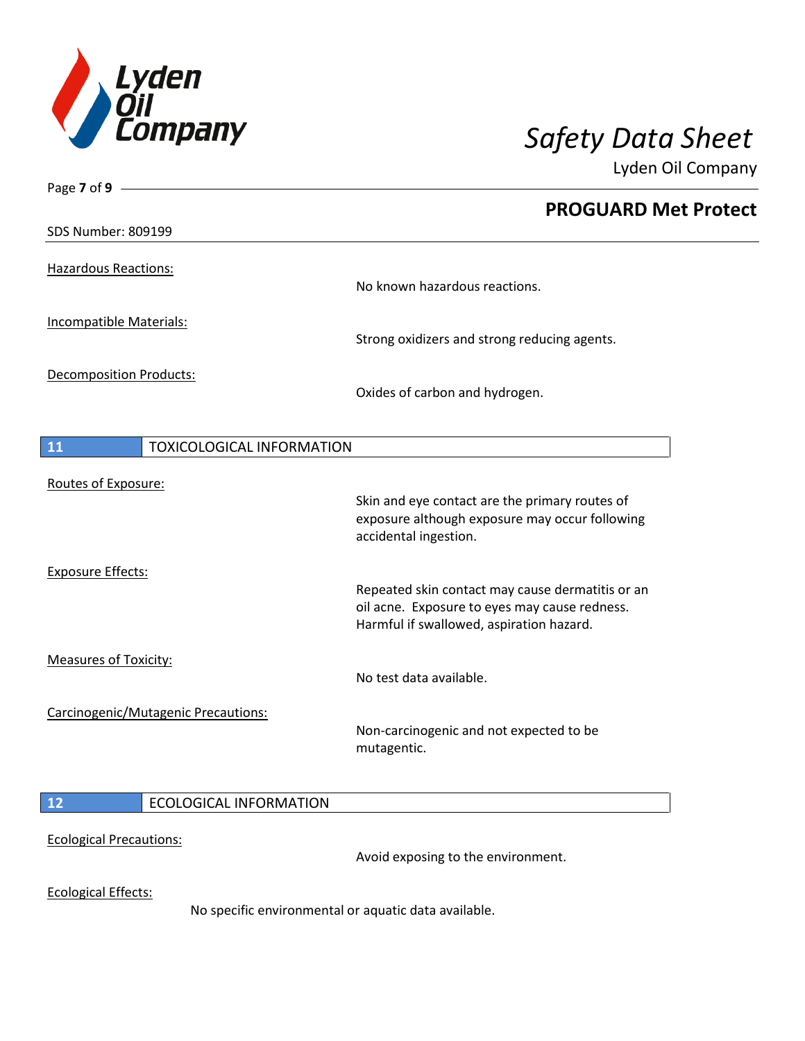Hazardous Reactions:

No known hazardous reactions.

Incompatible Materials:

Strong oxidizers and strong reducing agents.

Decomposition Products:

Oxides of carbon and hydrogen.

## 11 TOXICOLOGICAL INFORMATION

Routes of Exposure:

Skin and eye contact are the primary routes of exposure although exposure may occur following accidental ingestion.

Exposure Effects:

Repeated skin contact may cause dermatitis or an oil acne. Exposure to eyes may cause redness. Harmful if swallowed, aspiration hazard.

Measures of Toxicity:

No test data available.

Carcinogenic/Mutagenic Precautions:

Non-carcinogenic and not expected to be mutagentic.

## 12 ECOLOGICAL INFORMATION

Ecological Precautions:

Avoid exposing to the environment.

Ecological Effects:

No specific environmental or aquatic data available.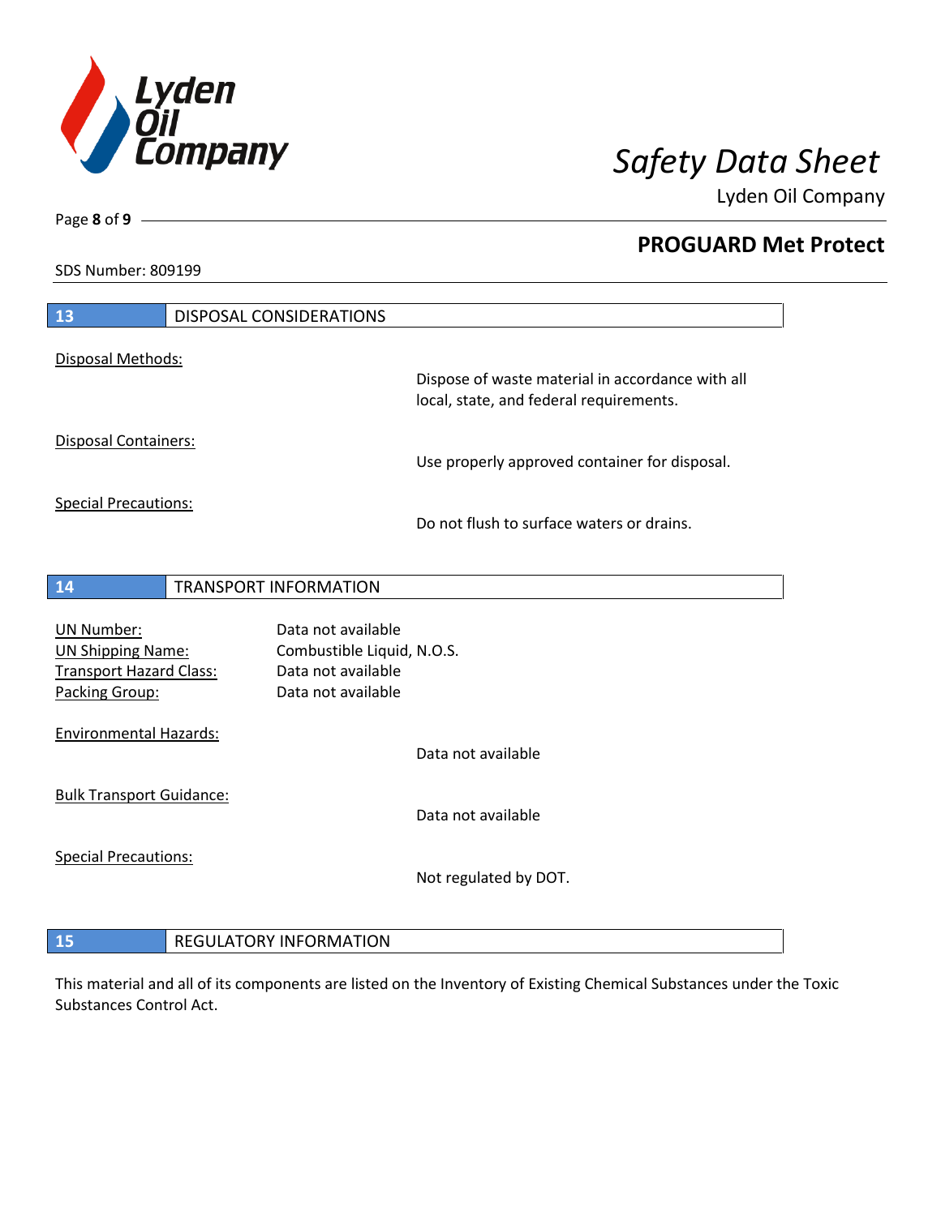## 13 DISPOSAL CONSIDERATIONS

Disposal Methods:

Dispose of waste material in accordance with all local, state, and federal requirements.

Disposal Containers:

Use properly approved container for disposal.

Special Precautions:

Do not flush to surface waters or drains.

## 14 TRANSPORT INFORMATION

| | |
|---|---|
| UN Number: | Data not available |
| UN Shipping Name: | Combustible Liquid, N.O.S. |
| Transport Hazard Class: | Data not available |
| Packing Group: | Data not available |

Environmental Hazards:

Data not available

Bulk Transport Guidance:

Data not available

Special Precautions:

Not regulated by DOT.

## 15 REGULATORY INFORMATION

This material and all of its components are listed on the Inventory of Existing Chemical Substances under the Toxic Substances Control Act.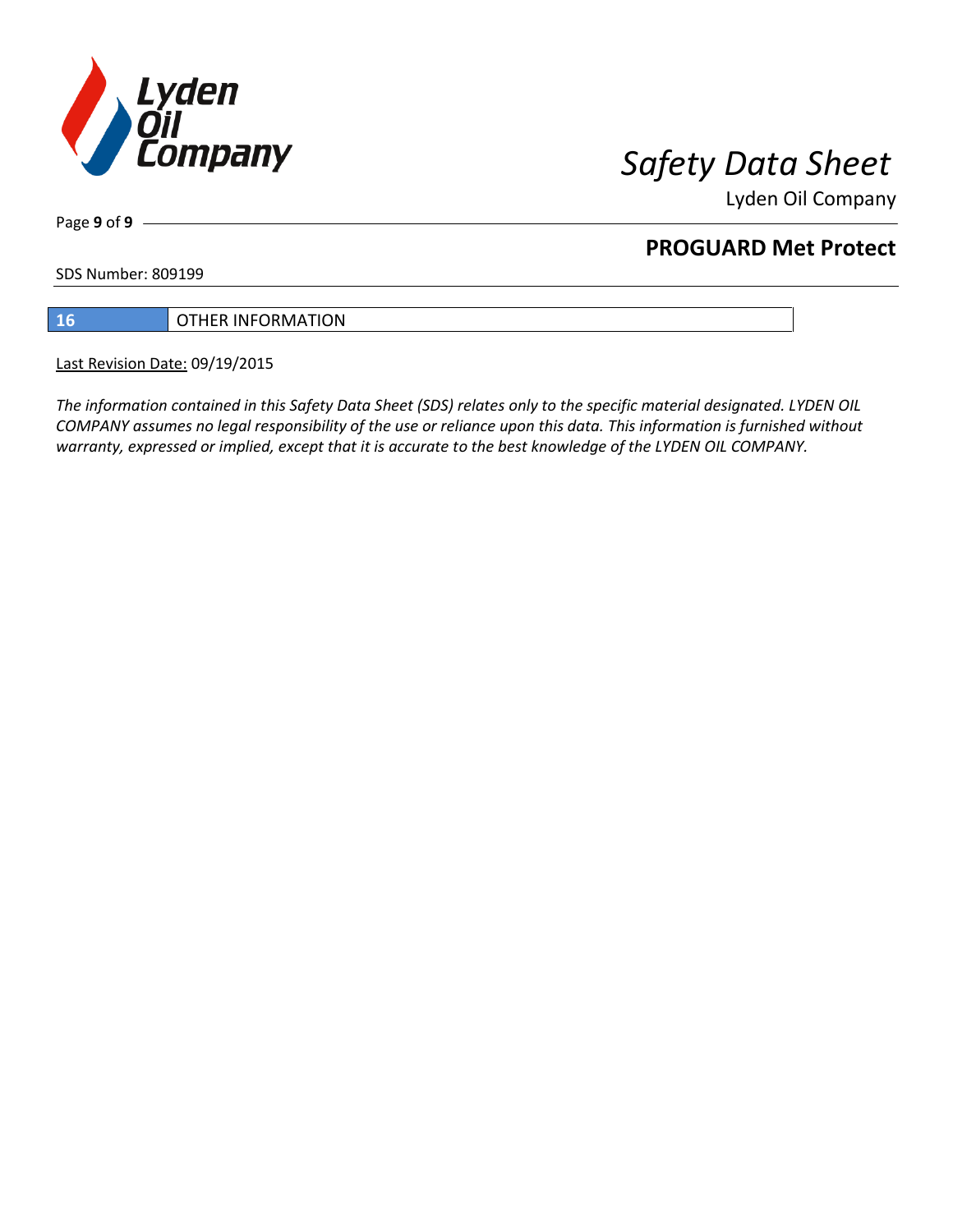## 16 OTHER INFORMATION

Last Revision Date: 09/19/2015

*The information contained in this Safety Data Sheet (SDS) relates only to the specific material designated. LYDEN OIL COMPANY assumes no legal responsibility of the use or reliance upon this data. This information is furnished without warranty, expressed or implied, except that it is accurate to the best knowledge of the LYDEN OIL COMPANY.*